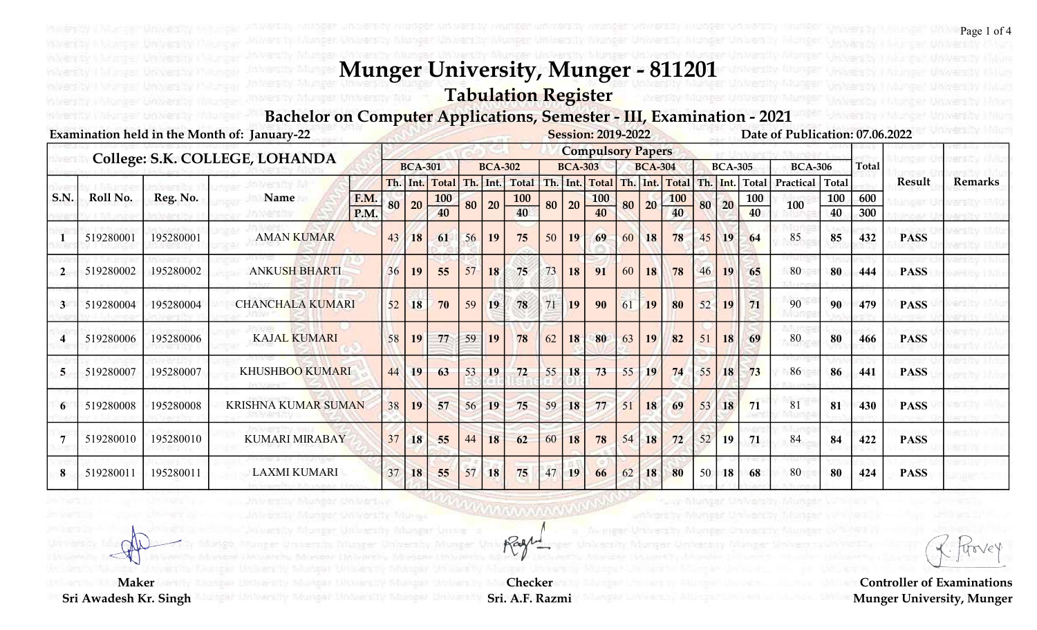# Munger University, Munger - 811201

## Tabulation Register

### Bachelor on Computer Applications, Semester - III, Examination - 2021

Examination held in the Month of: January-22 | Session: 2019-2022 | Date of Publication: 07.06.2022

| College: S.K. COLLEGE, LOHANDA | | | | | Compulsory Papers | | | | | | | | | | | | | | | | | | | |
|---|---|---|---|---|---|---|---|---|---|---|---|---|---|---|---|---|---|---|---|---|---|---|---|---|
| | | | | | BCA-301 | | | BCA-302 | | | BCA-303 | | | BCA-304 | | | BCA-305 | | | BCA-306 | | Total | Result | Remarks |
| S.N. | Roll No. | Reg. No. | Name | | Th. | Int. | Total | Th. | Int. | Total | Th. | Int. | Total | Th. | Int. | Total | Th. | Int. | Total | Practical | Total | | | |
| | | | | F.M. | 80 | 20 | 100 | 80 | 20 | 100 | 80 | 20 | 100 | 80 | 20 | 100 | 80 | 20 | 100 | 100 | 100 | 600 | | |
| | | | | P.M. | | | 40 | | | 40 | | | 40 | | | 40 | | | 40 | | 40 | 300 | | |
| 1 | 519280001 | 195280001 | AMAN KUMAR | | 43 | 18 | 61 | 56 | 19 | 75 | 50 | 19 | 69 | 60 | 18 | 78 | 45 | 19 | 64 | 85 | 85 | 432 | PASS | |
| 2 | 519280002 | 195280002 | ANKUSH BHARTI | | 36 | 19 | 55 | 57 | 18 | 75 | 73 | 18 | 91 | 60 | 18 | 78 | 46 | 19 | 65 | 80 | 80 | 444 | PASS | |
| 3 | 519280004 | 195280004 | CHANCHALA KUMARI | | 52 | 18 | 70 | 59 | 19 | 78 | 71 | 19 | 90 | 61 | 19 | 80 | 52 | 19 | 71 | 90 | 90 | 479 | PASS | |
| 4 | 519280006 | 195280006 | KAJAL KUMARI | | 58 | 19 | 77 | 59 | 19 | 78 | 62 | 18 | 80 | 63 | 19 | 82 | 51 | 18 | 69 | 80 | 80 | 466 | PASS | |
| 5 | 519280007 | 195280007 | KHUSHBOO KUMARI | | 44 | 19 | 63 | 53 | 19 | 72 | 55 | 18 | 73 | 55 | 19 | 74 | 55 | 18 | 73 | 86 | 86 | 441 | PASS | |
| 6 | 519280008 | 195280008 | KRISHNA KUMAR SUMAN | | 38 | 19 | 57 | 56 | 19 | 75 | 59 | 18 | 77 | 51 | 18 | 69 | 53 | 18 | 71 | 81 | 81 | 430 | PASS | |
| 7 | 519280010 | 195280010 | KUMARI MIRABAY | | 37 | 18 | 55 | 44 | 18 | 62 | 60 | 18 | 78 | 54 | 18 | 72 | 52 | 19 | 71 | 84 | 84 | 422 | PASS | |
| 8 | 519280011 | 195280011 | LAXMI KUMARI | | 37 | 18 | 55 | 57 | 18 | 75 | 47 | 19 | 66 | 62 | 18 | 80 | 50 | 18 | 68 | 80 | 80 | 424 | PASS | |

Maker
Sri Awadesh Kr. Singh

Checker
Sri. A.F. Razmi

Controller of Examinations
Munger University, Munger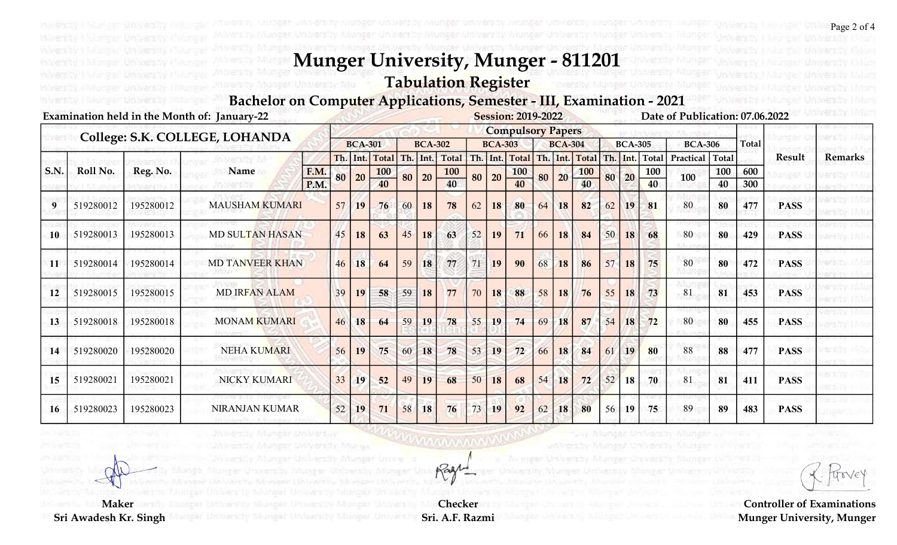# Munger University, Munger - 811201

## Tabulation Register

### Bachelor on Computer Applications, Semester - III, Examination - 2021

Examination held in the Month of: January-22

Session: 2019-2022

Date of Publication: 07.06.2022

| College: S.K. COLLEGE, LOHANDA | | | | | Compulsory Papers | | | | | | | | | | | | | | | | | | | |
|---|---|---|---|---|---|---|---|---|---|---|---|---|---|---|---|---|---|---|---|---|---|---|---|---|
| | | | | | BCA-301 | | | BCA-302 | | | BCA-303 | | | BCA-304 | | | BCA-305 | | | BCA-306 | | Total | | |
| S.N. | Roll No. | Reg. No. | Name | | Th. | Int. | Total | Th. | Int. | Total | Th. | Int. | Total | Th. | Int. | Total | Th. | Int. | Total | Practical | Total | | Result | Remarks |
| | | | | F.M. | 80 | 20 | 100 | 80 | 20 | 100 | 80 | 20 | 100 | 80 | 20 | 100 | 80 | 20 | 100 | 100 | 100 | 600 | | |
| | | | | P.M. | | | 40 | | | 40 | | | 40 | | | 40 | | | 40 | | 40 | 300 | | |
| 9 | 519280012 | 195280012 | MAUSHAM KUMARI | | 57 | 19 | 76 | 60 | 18 | 78 | 62 | 18 | 80 | 64 | 18 | 82 | 62 | 19 | 81 | 80 | 80 | 477 | PASS | |
| 10 | 519280013 | 195280013 | MD SULTAN HASAN | | 45 | 18 | 63 | 45 | 18 | 63 | 52 | 19 | 71 | 66 | 18 | 84 | 50 | 18 | 68 | 80 | 80 | 429 | PASS | |
| 11 | 519280014 | 195280014 | MD TANVEER KHAN | | 46 | 18 | 64 | 59 | 18 | 77 | 71 | 19 | 90 | 68 | 18 | 86 | 57 | 18 | 75 | 80 | 80 | 472 | PASS | |
| 12 | 519280015 | 195280015 | MD IRFAN ALAM | | 39 | 19 | 58 | 59 | 18 | 77 | 70 | 18 | 88 | 58 | 18 | 76 | 55 | 18 | 73 | 81 | 81 | 453 | PASS | |
| 13 | 519280018 | 195280018 | MONAM KUMARI | | 46 | 18 | 64 | 59 | 19 | 78 | 55 | 19 | 74 | 69 | 18 | 87 | 54 | 18 | 72 | 80 | 80 | 455 | PASS | |
| 14 | 519280020 | 195280020 | NEHA KUMARI | | 56 | 19 | 75 | 60 | 18 | 78 | 53 | 19 | 72 | 66 | 18 | 84 | 61 | 19 | 80 | 88 | 88 | 477 | PASS | |
| 15 | 519280021 | 195280021 | NICKY KUMARI | | 33 | 19 | 52 | 49 | 19 | 68 | 50 | 18 | 68 | 54 | 18 | 72 | 52 | 18 | 70 | 81 | 81 | 411 | PASS | |
| 16 | 519280023 | 195280023 | NIRANJAN KUMAR | | 52 | 19 | 71 | 58 | 18 | 76 | 73 | 19 | 92 | 62 | 18 | 80 | 56 | 19 | 75 | 89 | 89 | 483 | PASS | |

Maker
Sri Awadesh Kr. Singh

Checker
Sri. A.F. Razmi

Controller of Examinations
Munger University, Munger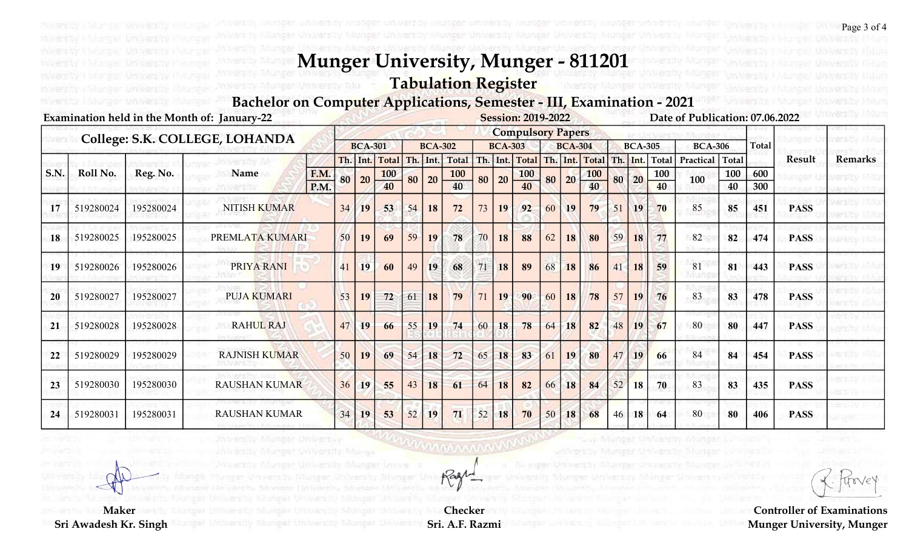# Munger University, Munger - 811201

## Tabulation Register

### Bachelor on Computer Applications, Semester - III, Examination - 2021

Examination held in the Month of: January-22 | Session: 2019-2022 | Date of Publication: 07.06.2022

**College: S.K. COLLEGE, LOHANDA**

| S.N. | Roll No. | Reg. No. | Name | | BCA-301 Th. | BCA-301 Int. | BCA-301 Total | BCA-302 Th. | BCA-302 Int. | BCA-302 Total | BCA-303 Th. | BCA-303 Int. | BCA-303 Total | BCA-304 Th. | BCA-304 Int. | BCA-304 Total | BCA-305 Th. | BCA-305 Int. | BCA-305 Total | BCA-306 Practical | BCA-306 Total | Total | Result | Remarks |
|---|---|---|---|---|---|---|---|---|---|---|---|---|---|---|---|---|---|---|---|---|---|---|---|---|
| | | | | F.M. | 80 | 20 | 100 | 80 | 20 | 100 | 80 | 20 | 100 | 80 | 20 | 100 | 80 | 20 | 100 | 100 | 100 | 600 | | |
| | | | | P.M. | | | 40 | | | 40 | | | 40 | | | 40 | | | 40 | | 40 | 300 | | |
| 17 | 519280024 | 195280024 | NITISH KUMAR | | 34 | 19 | 53 | 54 | 18 | 72 | 73 | 19 | 92 | 60 | 19 | 79 | 51 | 19 | 70 | 85 | 85 | 451 | PASS | |
| 18 | 519280025 | 195280025 | PREMLATA KUMARI | | 50 | 19 | 69 | 59 | 19 | 78 | 70 | 18 | 88 | 62 | 18 | 80 | 59 | 18 | 77 | 82 | 82 | 474 | PASS | |
| 19 | 519280026 | 195280026 | PRIYA RANI | | 41 | 19 | 60 | 49 | 19 | 68 | 71 | 18 | 89 | 68 | 18 | 86 | 41 | 18 | 59 | 81 | 81 | 443 | PASS | |
| 20 | 519280027 | 195280027 | PUJA KUMARI | | 53 | 19 | 72 | 61 | 18 | 79 | 71 | 19 | 90 | 60 | 18 | 78 | 57 | 19 | 76 | 83 | 83 | 478 | PASS | |
| 21 | 519280028 | 195280028 | RAHUL RAJ | | 47 | 19 | 66 | 55 | 19 | 74 | 60 | 18 | 78 | 64 | 18 | 82 | 48 | 19 | 67 | 80 | 80 | 447 | PASS | |
| 22 | 519280029 | 195280029 | RAJNISH KUMAR | | 50 | 19 | 69 | 54 | 18 | 72 | 65 | 18 | 83 | 61 | 19 | 80 | 47 | 19 | 66 | 84 | 84 | 454 | PASS | |
| 23 | 519280030 | 195280030 | RAUSHAN KUMAR | | 36 | 19 | 55 | 43 | 18 | 61 | 64 | 18 | 82 | 66 | 18 | 84 | 52 | 18 | 70 | 83 | 83 | 435 | PASS | |
| 24 | 519280031 | 195280031 | RAUSHAN KUMAR | | 34 | 19 | 53 | 52 | 19 | 71 | 52 | 18 | 70 | 50 | 18 | 68 | 46 | 18 | 64 | 80 | 80 | 406 | PASS | |

Maker
Sri Awadesh Kr. Singh

Checker
Sri. A.F. Razmi

Controller of Examinations
Munger University, Munger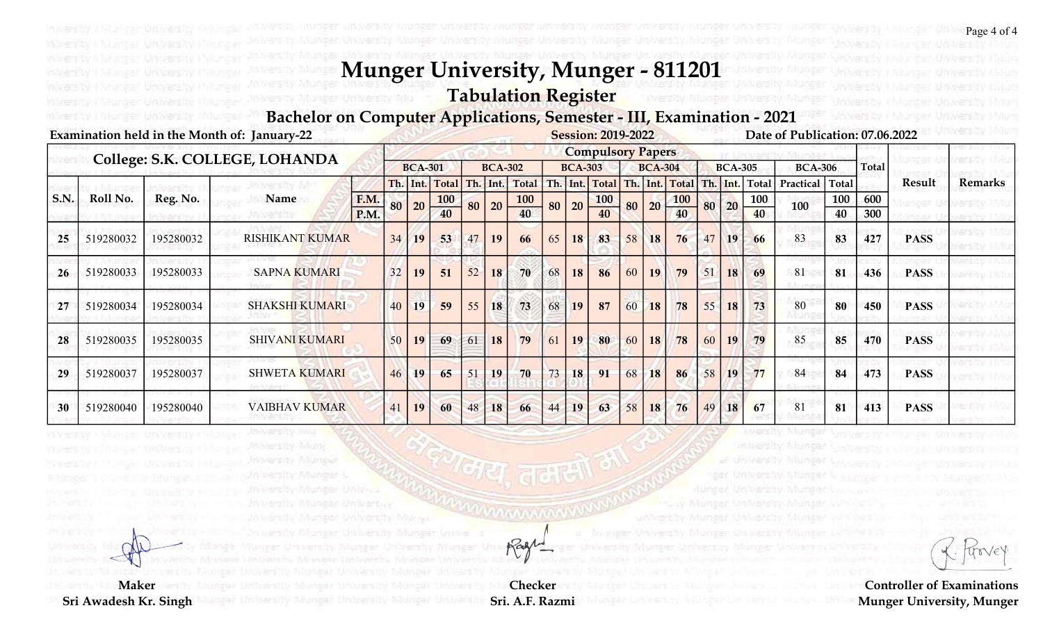# Munger University, Munger - 811201

## Tabulation Register

### Bachelor on Computer Applications, Semester - III, Examination - 2021

Examination held in the Month of: January-22 | Session: 2019-2022 | Date of Publication: 07.06.2022

**College: S.K. COLLEGE, LOHANDA**

| S.N. | Roll No. | Reg. No. | Name | | BCA-301 Th. | BCA-301 Int. | BCA-301 Total | BCA-302 Th. | BCA-302 Int. | BCA-302 Total | BCA-303 Th. | BCA-303 Int. | BCA-303 Total | BCA-304 Th. | BCA-304 Int. | BCA-304 Total | BCA-305 Th. | BCA-305 Int. | BCA-305 Total | BCA-306 Practical | BCA-306 Total | Total | Result | Remarks |
|---|---|---|---|---|---|---|---|---|---|---|---|---|---|---|---|---|---|---|---|---|---|---|---|---|
| | | | | F.M. | 80 | 20 | 100 | 80 | 20 | 100 | 80 | 20 | 100 | 80 | 20 | 100 | 80 | 20 | 100 | 100 | 100 | 600 | | |
| | | | | P.M. | | | 40 | | | 40 | | | 40 | | | 40 | | | 40 | | 40 | 300 | | |
| 25 | 519280032 | 195280032 | RISHIKANT KUMAR | | 34 | 19 | 53 | 47 | 19 | 66 | 65 | 18 | 83 | 58 | 18 | 76 | 47 | 19 | 66 | 83 | 83 | 427 | PASS | |
| 26 | 519280033 | 195280033 | SAPNA KUMARI | | 32 | 19 | 51 | 52 | 18 | 70 | 68 | 18 | 86 | 60 | 19 | 79 | 51 | 18 | 69 | 81 | 81 | 436 | PASS | |
| 27 | 519280034 | 195280034 | SHAKSHI KUMARI | | 40 | 19 | 59 | 55 | 18 | 73 | 68 | 19 | 87 | 60 | 18 | 78 | 55 | 18 | 73 | 80 | 80 | 450 | PASS | |
| 28 | 519280035 | 195280035 | SHIVANI KUMARI | | 50 | 19 | 69 | 61 | 18 | 79 | 61 | 19 | 80 | 60 | 18 | 78 | 60 | 19 | 79 | 85 | 85 | 470 | PASS | |
| 29 | 519280037 | 195280037 | SHWETA KUMARI | | 46 | 19 | 65 | 51 | 19 | 70 | 73 | 18 | 91 | 68 | 18 | 86 | 58 | 19 | 77 | 84 | 84 | 473 | PASS | |
| 30 | 519280040 | 195280040 | VAIBHAV KUMAR | | 41 | 19 | 60 | 48 | 18 | 66 | 44 | 19 | 63 | 58 | 18 | 76 | 49 | 18 | 67 | 81 | 81 | 413 | PASS | |

Maker
Sri Awadesh Kr. Singh

Checker
Sri. A.F. Razmi

Controller of Examinations
Munger University, Munger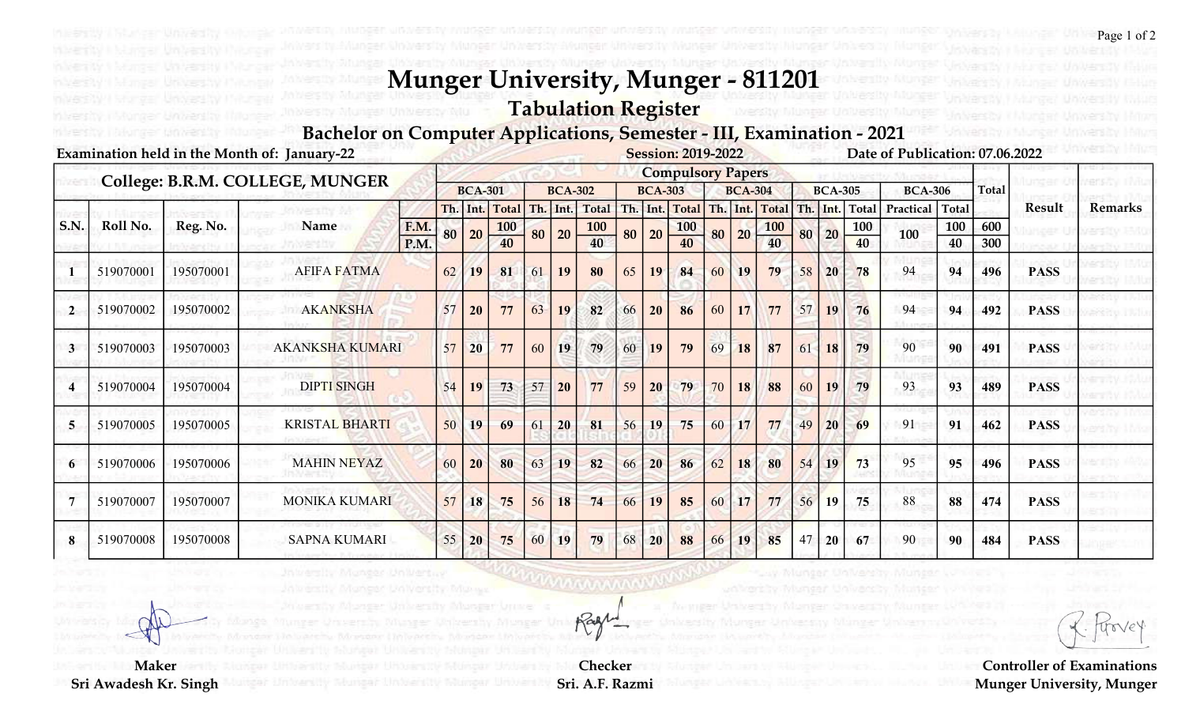# Munger University, Munger - 811201

## Tabulation Register

### Bachelor on Computer Applications, Semester - III, Examination - 2021

**Examination held in the Month of: January-22** **Session: 2019-2022** **Date of Publication: 07.06.2022**

| College: B.R.M. COLLEGE, MUNGER | | | | | Compulsory Papers | | | | | | | | | | | | | | | | | | | |
|---|---|---|---|---|---|---|---|---|---|---|---|---|---|---|---|---|---|---|---|---|---|---|---|---|
| | | | | | BCA-301 | | | BCA-302 | | | BCA-303 | | | BCA-304 | | | BCA-305 | | | BCA-306 | | Total | Result | Remarks |
| S.N. | Roll No. | Reg. No. | Name | | Th. | Int. | Total | Th. | Int. | Total | Th. | Int. | Total | Th. | Int. | Total | Th. | Int. | Total | Practical | Total | | | |
| | | | | F.M. | 80 | 20 | 100 | 80 | 20 | 100 | 80 | 20 | 100 | 80 | 20 | 100 | 80 | 20 | 100 | 100 | 100 | 600 | | |
| | | | | P.M. | | | 40 | | | 40 | | | 40 | | | 40 | | | 40 | | 40 | 300 | | |
| 1 | 519070001 | 195070001 | AFIFA FATMA | | 62 | 19 | 81 | 61 | 19 | 80 | 65 | 19 | 84 | 60 | 19 | 79 | 58 | 20 | 78 | 94 | 94 | 496 | PASS | |
| 2 | 519070002 | 195070002 | AKANKSHA | | 57 | 20 | 77 | 63 | 19 | 82 | 66 | 20 | 86 | 60 | 17 | 77 | 57 | 19 | 76 | 94 | 94 | 492 | PASS | |
| 3 | 519070003 | 195070003 | AKANKSHA KUMARI | | 57 | 20 | 77 | 60 | 19 | 79 | 60 | 19 | 79 | 69 | 18 | 87 | 61 | 18 | 79 | 90 | 90 | 491 | PASS | |
| 4 | 519070004 | 195070004 | DIPTI SINGH | | 54 | 19 | 73 | 57 | 20 | 77 | 59 | 20 | 79 | 70 | 18 | 88 | 60 | 19 | 79 | 93 | 93 | 489 | PASS | |
| 5 | 519070005 | 195070005 | KRISTAL BHARTI | | 50 | 19 | 69 | 61 | 20 | 81 | 56 | 19 | 75 | 60 | 17 | 77 | 49 | 20 | 69 | 91 | 91 | 462 | PASS | |
| 6 | 519070006 | 195070006 | MAHIN NEYAZ | | 60 | 20 | 80 | 63 | 19 | 82 | 66 | 20 | 86 | 62 | 18 | 80 | 54 | 19 | 73 | 95 | 95 | 496 | PASS | |
| 7 | 519070007 | 195070007 | MONIKA KUMARI | | 57 | 18 | 75 | 56 | 18 | 74 | 66 | 19 | 85 | 60 | 17 | 77 | 56 | 19 | 75 | 88 | 88 | 474 | PASS | |
| 8 | 519070008 | 195070008 | SAPNA KUMARI | | 55 | 20 | 75 | 60 | 19 | 79 | 68 | 20 | 88 | 66 | 19 | 85 | 47 | 20 | 67 | 90 | 90 | 484 | PASS | |

**Maker**
**Sri Awadesh Kr. Singh**

**Checker**
**Sri A.F. Razmi**

**Controller of Examinations**
**Munger University, Munger**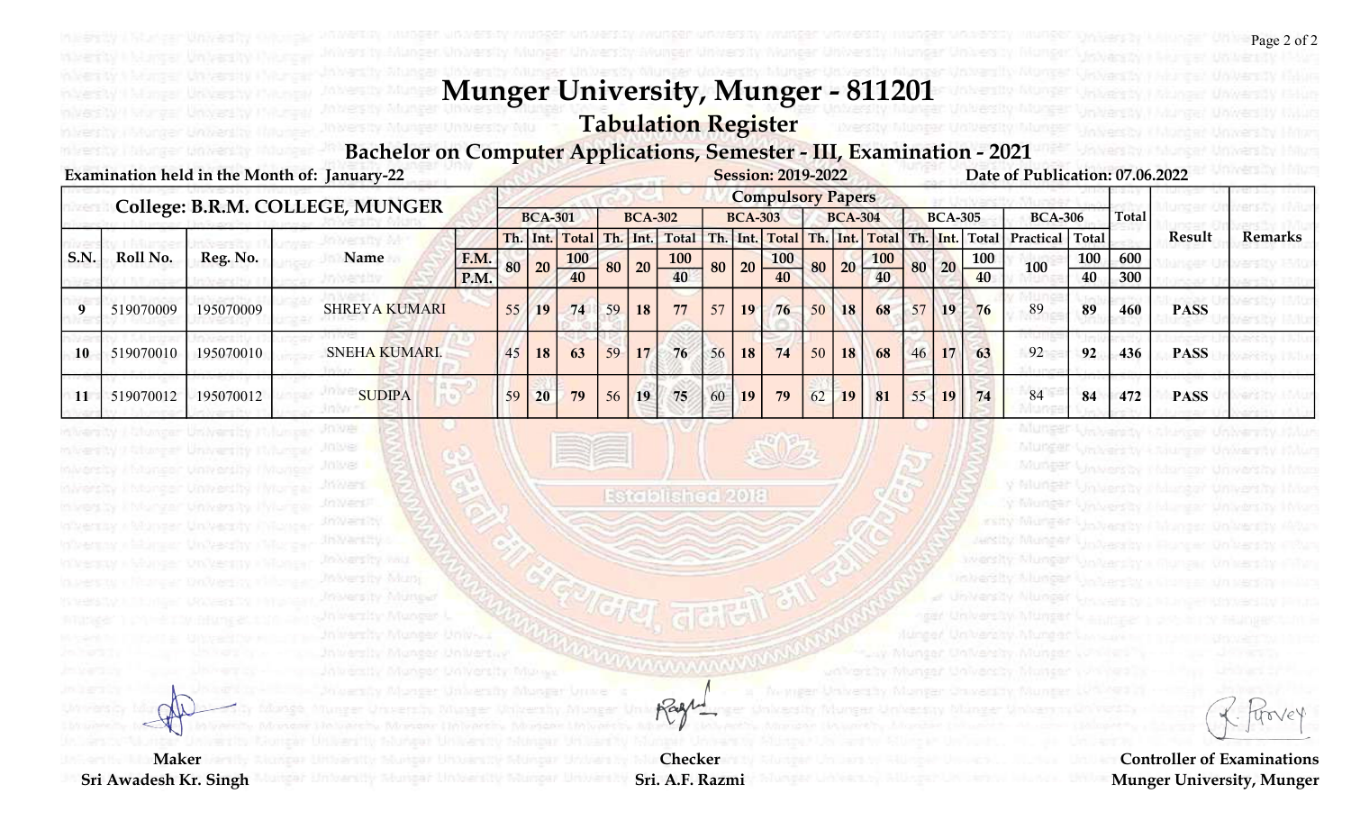# Munger University, Munger - 811201

## Tabulation Register

### Bachelor on Computer Applications, Semester - III, Examination - 2021

**Examination held in the Month of: January-22** **Session: 2019-2022** **Date of Publication: 07.06.2022**

| College: B.R.M. COLLEGE, MUNGER | | | | | Compulsory Papers | | | | | | | | | | | | | | | | | | | |
|---|---|---|---|---|---|---|---|---|---|---|---|---|---|---|---|---|---|---|---|---|---|---|---|---|
| | | | | | BCA-301 | | | BCA-302 | | | BCA-303 | | | BCA-304 | | | BCA-305 | | | BCA-306 | | Total | | |
| S.N. | Roll No. | Reg. No. | Name | | Th. | Int. | Total | Th. | Int. | Total | Th. | Int. | Total | Th. | Int. | Total | Th. | Int. | Total | Practical | Total | | Result | Remarks |
| | | | | F.M. | 80 | 20 | 100 | 80 | 20 | 100 | 80 | 20 | 100 | 80 | 20 | 100 | 80 | 20 | 100 | 100 | 100 | 600 | | |
| | | | | P.M. | | | 40 | | | 40 | | | 40 | | | 40 | | | 40 | | 40 | 300 | | |
| 9 | 519070009 | 195070009 | SHREYA KUMARI | | 55 | 19 | 74 | 59 | 18 | 77 | 57 | 19 | 76 | 50 | 18 | 68 | 57 | 19 | 76 | 89 | 89 | 460 | PASS | |
| 10 | 519070010 | 195070010 | SNEHA KUMARI | | 45 | 18 | 63 | 59 | 17 | 76 | 56 | 18 | 74 | 50 | 18 | 68 | 46 | 17 | 63 | 92 | 92 | 436 | PASS | |
| 11 | 519070012 | 195070012 | SUDIPA | | 59 | 20 | 79 | 56 | 19 | 75 | 60 | 19 | 79 | 62 | 19 | 81 | 55 | 19 | 74 | 84 | 84 | 472 | PASS | |

**Maker**
Sri Awadesh Kr. Singh

**Checker**
Sri. A.F. Razmi

**Controller of Examinations**
Munger University, Munger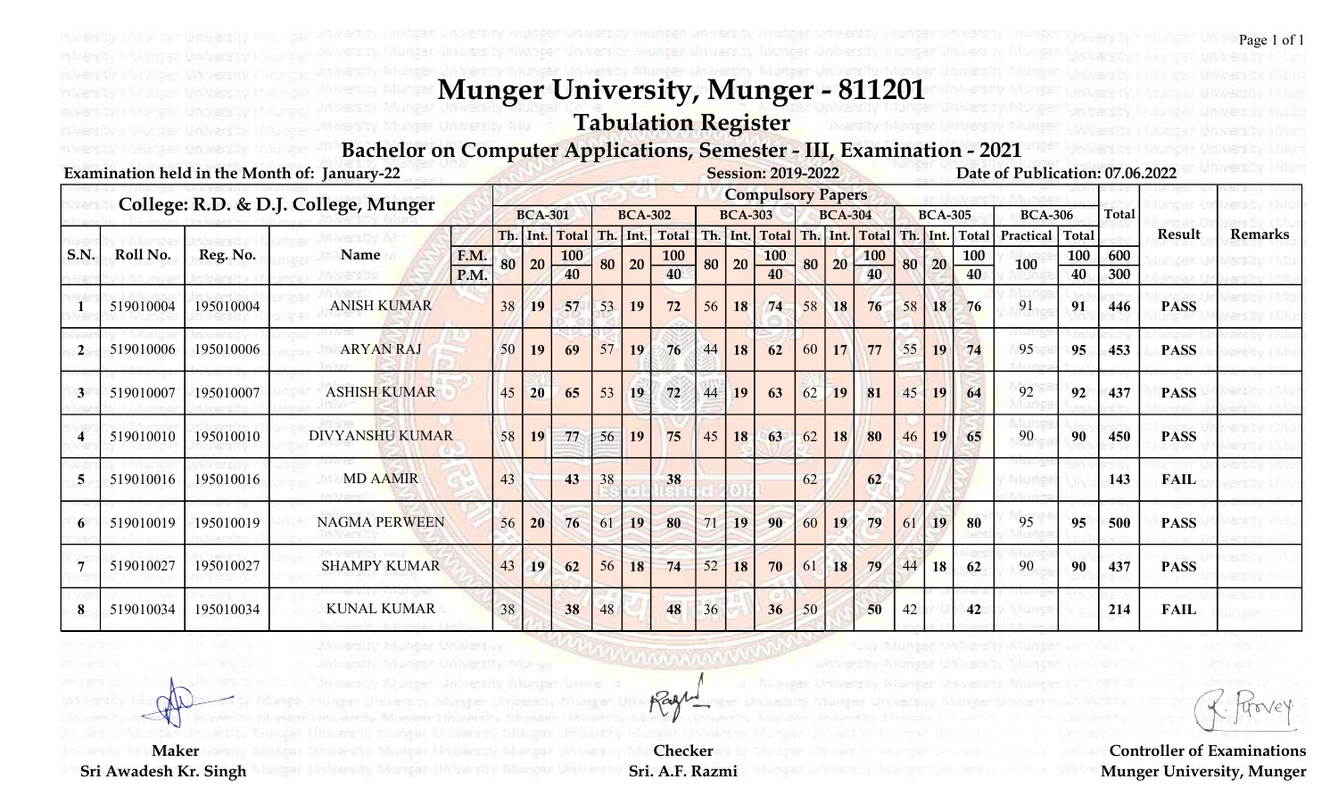# Munger University, Munger - 811201

## Tabulation Register

### Bachelor on Computer Applications, Semester - III, Examination - 2021

**Examination held in the Month of: January-22** | **Session: 2019-2022** | **Date of Publication: 07.06.2022**

| College: R.D. & D.J. College, Munger | | | | | Compulsory Papers | | | | | | | | | | | | | | | | | | | |
|---|---|---|---|---|---|---|---|---|---|---|---|---|---|---|---|---|---|---|---|---|---|---|---|---|
| | | | | | BCA-301 | | | BCA-302 | | | BCA-303 | | | BCA-304 | | | BCA-305 | | | BCA-306 | | Total | Result | Remarks |
| S.N. | Roll No. | Reg. No. | Name | | Th. | Int. | Total | Th. | Int. | Total | Th. | Int. | Total | Th. | Int. | Total | Th. | Int. | Total | Practical | Total | | | |
| | | | | F.M. | 80 | 20 | 100 | 80 | 20 | 100 | 80 | 20 | 100 | 80 | 20 | 100 | 80 | 20 | 100 | 100 | 100 | 600 | | |
| | | | | P.M. | | | 40 | | | 40 | | | 40 | | | 40 | | | 40 | | 40 | 300 | | |
| 1 | 519010004 | 195010004 | ANISH KUMAR | | 38 | 19 | 57 | 53 | 19 | 72 | 56 | 18 | 74 | 58 | 18 | 76 | 58 | 18 | 76 | 91 | 91 | 446 | PASS | |
| 2 | 519010006 | 195010006 | ARYAN RAJ | | 50 | 19 | 69 | 57 | 19 | 76 | 44 | 18 | 62 | 60 | 17 | 77 | 55 | 19 | 74 | 95 | 95 | 453 | PASS | |
| 3 | 519010007 | 195010007 | ASHISH KUMAR | | 45 | 20 | 65 | 53 | 19 | 72 | 44 | 19 | 63 | 62 | 19 | 81 | 45 | 19 | 64 | 92 | 92 | 437 | PASS | |
| 4 | 519010010 | 195010010 | DIVYANSHU KUMAR | | 58 | 19 | 77 | 56 | 19 | 75 | 45 | 18 | 63 | 62 | 18 | 80 | 46 | 19 | 65 | 90 | 90 | 450 | PASS | |
| 5 | 519010016 | 195010016 | MD AAMIR | | 43 | | 43 | 38 | | 38 | | | | 62 | | 62 | | | | | | 143 | FAIL | |
| 6 | 519010019 | 195010019 | NAGMA PERWEEN | | 56 | 20 | 76 | 61 | 19 | 80 | 71 | 19 | 90 | 60 | 19 | 79 | 61 | 19 | 80 | 95 | 95 | 500 | PASS | |
| 7 | 519010027 | 195010027 | SHAMPY KUMAR | | 43 | 19 | 62 | 56 | 18 | 74 | 52 | 18 | 70 | 61 | 18 | 79 | 44 | 18 | 62 | 90 | 90 | 437 | PASS | |
| 8 | 519010034 | 195010034 | KUNAL KUMAR | | 38 | | 38 | 48 | | 48 | 36 | | 36 | 50 | | 50 | 42 | | 42 | | | 214 | FAIL | |

**Maker**
**Sri Awadesh Kr. Singh**

**Checker**
**Sri. A.F. Razmi**

**Controller of Examinations**
**Munger University, Munger**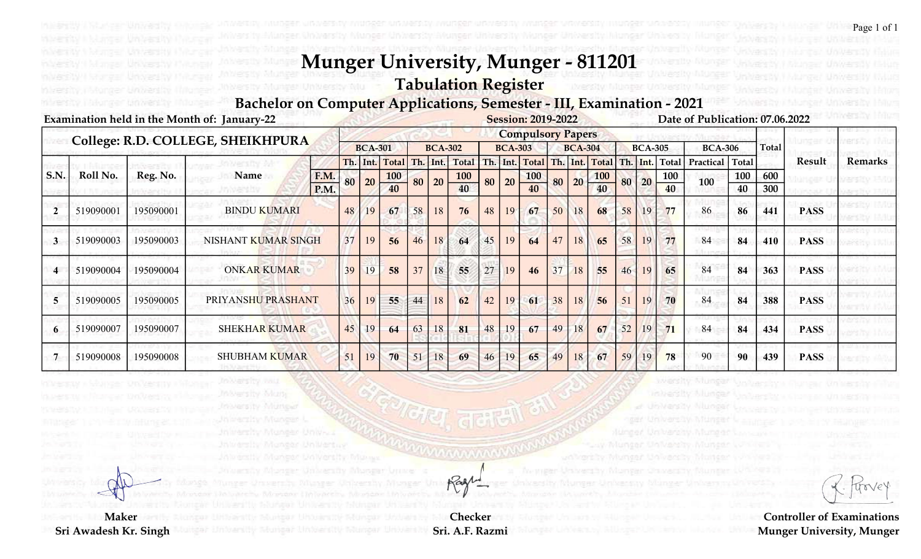# Munger University, Munger - 811201

## Tabulation Register

### Bachelor on Computer Applications, Semester - III, Examination - 2021

**Examination held in the Month of: January-22** | **Session: 2019-2022** | **Date of Publication: 07.06.2022**

| College: R.D. COLLEGE, SHEIKHPURA | | | | | Compulsory Papers | | | | | | | | | | | | | | | | | | | |
|---|---|---|---|---|---|---|---|---|---|---|---|---|---|---|---|---|---|---|---|---|---|---|---|---|
| | | | | | BCA-301 | | | BCA-302 | | | BCA-303 | | | BCA-304 | | | BCA-305 | | | BCA-306 | | Total | | |
| S.N. | Roll No. | Reg. No. | Name | | Th. | Int. | Total | Th. | Int. | Total | Th. | Int. | Total | Th. | Int. | Total | Th. | Int. | Total | Practical | Total | | Result | Remarks |
| | | | | F.M. | 80 | 20 | 100 | 80 | 20 | 100 | 80 | 20 | 100 | 80 | 20 | 100 | 80 | 20 | 100 | 100 | 100 | 600 | | |
| | | | | P.M. | | | 40 | | | 40 | | | 40 | | | 40 | | | 40 | | 40 | 300 | | |
| 2 | 519090001 | 195090001 | BINDU KUMARI | | 48 | 19 | 67 | 58 | 18 | 76 | 48 | 19 | 67 | 50 | 18 | 68 | 58 | 19 | 77 | 86 | 86 | 441 | PASS | |
| 3 | 519090003 | 195090003 | NISHANT KUMAR SINGH | | 37 | 19 | 56 | 46 | 18 | 64 | 45 | 19 | 64 | 47 | 18 | 65 | 58 | 19 | 77 | 84 | 84 | 410 | PASS | |
| 4 | 519090004 | 195090004 | ONKAR KUMAR | | 39 | 19 | 58 | 37 | 18 | 55 | 27 | 19 | 46 | 37 | 18 | 55 | 46 | 19 | 65 | 84 | 84 | 363 | PASS | |
| 5 | 519090005 | 195090005 | PRIYANSHU PRASHANT | | 36 | 19 | 55 | 44 | 18 | 62 | 42 | 19 | 61 | 38 | 18 | 56 | 51 | 19 | 70 | 84 | 84 | 388 | PASS | |
| 6 | 519090007 | 195090007 | SHEKHAR KUMAR | | 45 | 19 | 64 | 63 | 18 | 81 | 48 | 19 | 67 | 49 | 18 | 67 | 52 | 19 | 71 | 84 | 84 | 434 | PASS | |
| 7 | 519090008 | 195090008 | SHUBHAM KUMAR | | 51 | 19 | 70 | 51 | 18 | 69 | 46 | 19 | 65 | 49 | 18 | 67 | 59 | 19 | 78 | 90 | 90 | 439 | PASS | |

**Maker**
Sri Awadesh Kr. Singh

**Checker**
Sri. A.F. Razmi

**Controller of Examinations**
Munger University, Munger